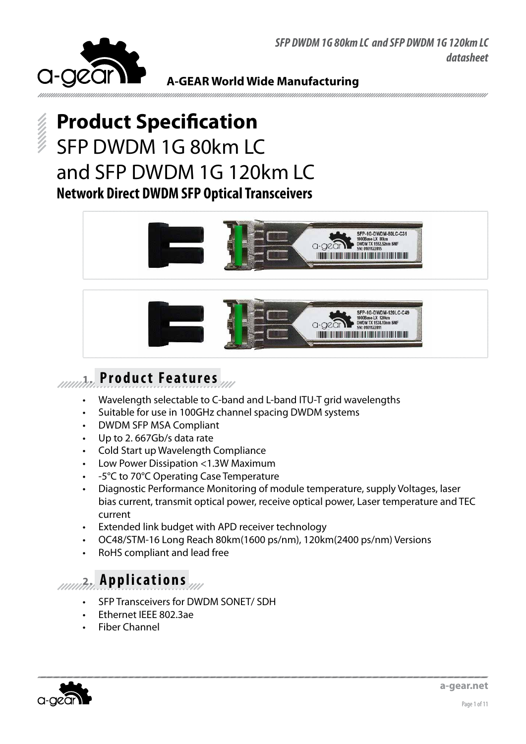# Product Specification

## SFP DWDM 1G 80km LC and SFP DWDM 1G 120km LC

### Network Direct DWDM SFP Optical Transceivers

## 1. Product Features

- Wavelength selectable to C-band and L-band ITU-T grid wavelengths
- Suitable for use in 100GHz channel spacing DWDM systems
- DWDM SFP MSA Compliant
- Up to 2. 667Gb/s data rate
- Cold Start up Wavelength Compliance
- Low Power Dissipation <1.3W Maximum
- -5°C to 70°C Operating Case Temperature
- Diagnostic Performance Monitoring of module temperature, supply Voltages, laser bias current, transmit optical power, receive optical power, Laser temperature and TEC current
- Extended link budget with APD receiver technology
- OC48/STM-16 Long Reach 80km(1600 ps/nm), 120km(2400 ps/nm) Versions
- RoHS compliant and lead free

## 2. Applications

- SFP Transceivers for DWDM SONET/ SDH
- Ethernet IEEE 802.3ae
- Fiber Channel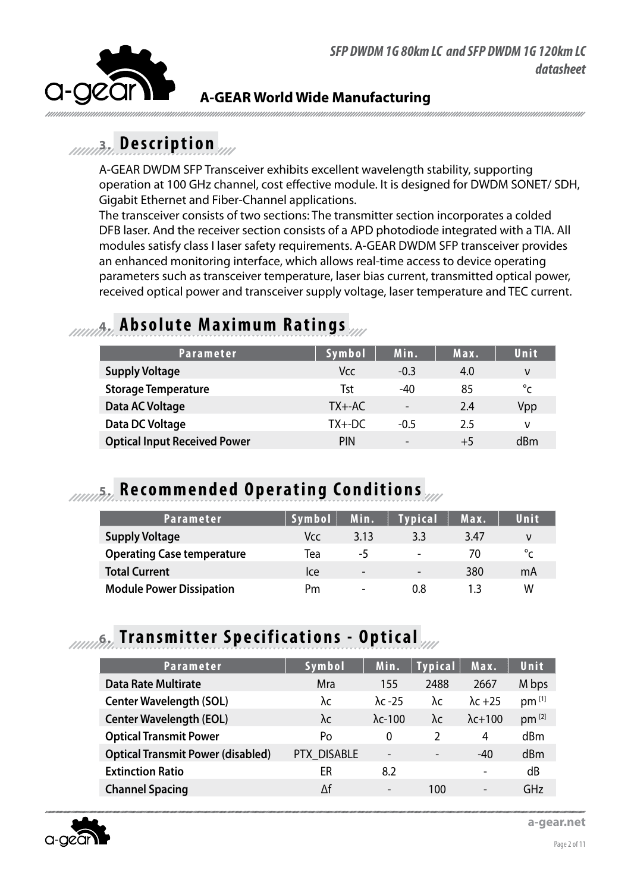## 3. Description

A-GEAR DWDM SFP Transceiver exhibits excellent wavelength stability, supporting operation at 100 GHz channel, cost effective module. It is designed for DWDM SONET/ SDH, Gigabit Ethernet and Fiber-Channel applications.
The transceiver consists of two sections: The transmitter section incorporates a colded DFB laser. And the receiver section consists of a APD photodiode integrated with a TIA. All modules satisfy class I laser safety requirements. A-GEAR DWDM SFP transceiver provides an enhanced monitoring interface, which allows real-time access to device operating parameters such as transceiver temperature, laser bias current, transmitted optical power, received optical power and transceiver supply voltage, laser temperature and TEC current.

## 4. Absolute Maximum Ratings

| Parameter | Symbol | Min. | Max. | Unit |
|---|---|---|---|---|
| **Supply Voltage** | Vcc | -0.3 | 4.0 | v |
| **Storage Temperature** | Tst | -40 | 85 | °c |
| **Data AC Voltage** | TX+-AC | - | 2.4 | Vpp |
| **Data DC Voltage** | TX+-DC | -0.5 | 2.5 | v |
| **Optical Input Received Power** | PIN | - | +5 | dBm |

## 5. Recommended Operating Conditions

| Parameter | Symbol | Min. | Typical | Max. | Unit |
|---|---|---|---|---|---|
| **Supply Voltage** | Vcc | 3.13 | 3.3 | 3.47 | v |
| **Operating Case temperature** | Tea | -5 | - | 70 | °c |
| **Total Current** | Ice | - | - | 380 | mA |
| **Module Power Dissipation** | Pm | - | 0.8 | 1.3 | W |

## 6. Transmitter Specifications - Optical

| Parameter | Symbol | Min. | Typical | Max. | Unit |
|---|---|---|---|---|---|
| **Data Rate Multirate** | Mra | 155 | 2488 | 2667 | M bps |
| **Center Wavelength (SOL)** | λc | λc -25 | λc | λc +25 | pm [1] |
| **Center Wavelength (EOL)** | λc | λc-100 | λc | λc+100 | pm [2] |
| **Optical Transmit Power** | Po | 0 | 2 | 4 | dBm |
| **Optical Transmit Power (disabled)** | PTX_DISABLE | - | - | -40 | dBm |
| **Extinction Ratio** | ER | 8.2 | | - | dB |
| **Channel Spacing** | Δf | - | 100 | - | GHz |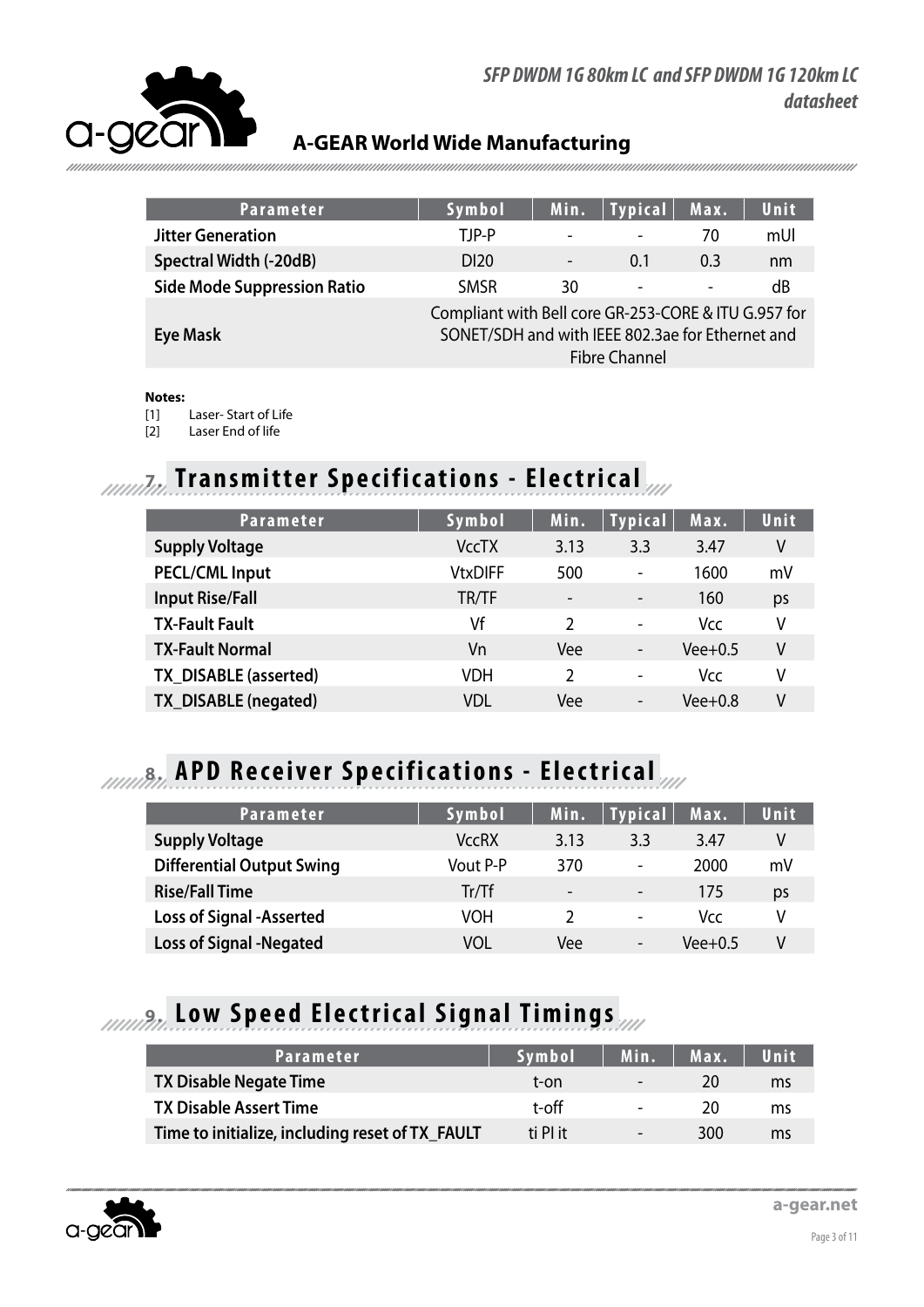| Parameter | Symbol | Min. | Typical | Max. | Unit |
|---|---|---|---|---|---|
| **Jitter Generation** | TJP-P | - | - | 70 | mUI |
| **Spectral Width (-20dB)** | DI20 | - | 0.1 | 0.3 | nm |
| **Side Mode Suppression Ratio** | SMSR | 30 | - | - | dB |
| **Eye Mask** | Compliant with Bell core GR-253-CORE & ITU G.957 for SONET/SDH and with IEEE 802.3ae for Ethernet and Fibre Channel | | | | |

**Notes:**

[1] Laser- Start of Life
[2] Laser End of life

## 7. Transmitter Specifications - Electrical

| Parameter | Symbol | Min. | Typical | Max. | Unit |
|---|---|---|---|---|---|
| **Supply Voltage** | VccTX | 3.13 | 3.3 | 3.47 | V |
| **PECL/CML Input** | VtxDIFF | 500 | - | 1600 | mV |
| **Input Rise/Fall** | TR/TF | - | - | 160 | ps |
| **TX-Fault Fault** | Vf | 2 | - | Vcc | V |
| **TX-Fault Normal** | Vn | Vee | - | Vee+0.5 | V |
| **TX_DISABLE (asserted)** | VDH | 2 | - | Vcc | V |
| **TX_DISABLE (negated)** | VDL | Vee | - | Vee+0.8 | V |

## 8. APD Receiver Specifications - Electrical

| Parameter | Symbol | Min. | Typical | Max. | Unit |
|---|---|---|---|---|---|
| **Supply Voltage** | VccRX | 3.13 | 3.3 | 3.47 | V |
| **Differential Output Swing** | Vout P-P | 370 | - | 2000 | mV |
| **Rise/Fall Time** | Tr/Tf | - | - | 175 | ps |
| **Loss of Signal -Asserted** | VOH | 2 | - | Vcc | V |
| **Loss of Signal -Negated** | VOL | Vee | - | Vee+0.5 | V |

## 9. Low Speed Electrical Signal Timings

| Parameter | Symbol | Min. | Max. | Unit |
|---|---|---|---|---|
| **TX Disable Negate Time** | t-on | - | 20 | ms |
| **TX Disable Assert Time** | t-off | - | 20 | ms |
| **Time to initialize, including reset of TX_FAULT** | ti PI it | - | 300 | ms |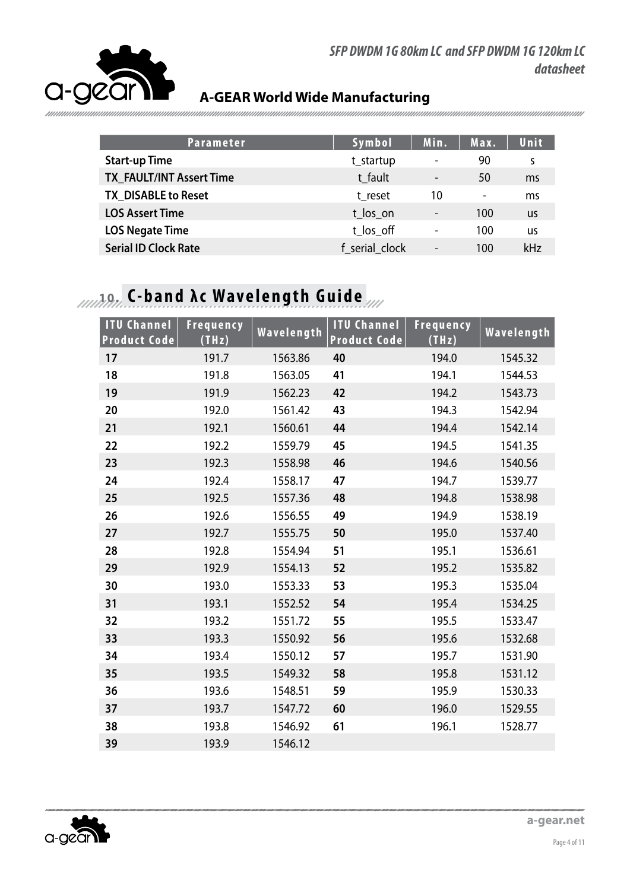| Parameter | Symbol | Min. | Max. | Unit |
|---|---|---|---|---|
| **Start-up Time** | t_startup | - | 90 | s |
| **TX_FAULT/INT Assert Time** | t_fault | - | 50 | ms |
| **TX_DISABLE to Reset** | t_reset | 10 | - | ms |
| **LOS Assert Time** | t_los_on | - | 100 | us |
| **LOS Negate Time** | t_los_off | - | 100 | us |
| **Serial ID Clock Rate** | f_serial_clock | - | 100 | kHz |

## 10. C-band λc Wavelength Guide

| ITU Channel Product Code | Frequency (THz) | Wavelength | ITU Channel Product Code | Frequency (THz) | Wavelength |
|---|---|---|---|---|---|
| **17** | 191.7 | 1563.86 | **40** | 194.0 | 1545.32 |
| **18** | 191.8 | 1563.05 | **41** | 194.1 | 1544.53 |
| **19** | 191.9 | 1562.23 | **42** | 194.2 | 1543.73 |
| **20** | 192.0 | 1561.42 | **43** | 194.3 | 1542.94 |
| **21** | 192.1 | 1560.61 | **44** | 194.4 | 1542.14 |
| **22** | 192.2 | 1559.79 | **45** | 194.5 | 1541.35 |
| **23** | 192.3 | 1558.98 | **46** | 194.6 | 1540.56 |
| **24** | 192.4 | 1558.17 | **47** | 194.7 | 1539.77 |
| **25** | 192.5 | 1557.36 | **48** | 194.8 | 1538.98 |
| **26** | 192.6 | 1556.55 | **49** | 194.9 | 1538.19 |
| **27** | 192.7 | 1555.75 | **50** | 195.0 | 1537.40 |
| **28** | 192.8 | 1554.94 | **51** | 195.1 | 1536.61 |
| **29** | 192.9 | 1554.13 | **52** | 195.2 | 1535.82 |
| **30** | 193.0 | 1553.33 | **53** | 195.3 | 1535.04 |
| **31** | 193.1 | 1552.52 | **54** | 195.4 | 1534.25 |
| **32** | 193.2 | 1551.72 | **55** | 195.5 | 1533.47 |
| **33** | 193.3 | 1550.92 | **56** | 195.6 | 1532.68 |
| **34** | 193.4 | 1550.12 | **57** | 195.7 | 1531.90 |
| **35** | 193.5 | 1549.32 | **58** | 195.8 | 1531.12 |
| **36** | 193.6 | 1548.51 | **59** | 195.9 | 1530.33 |
| **37** | 193.7 | 1547.72 | **60** | 196.0 | 1529.55 |
| **38** | 193.8 | 1546.92 | **61** | 196.1 | 1528.77 |
| **39** | 193.9 | 1546.12 | | | |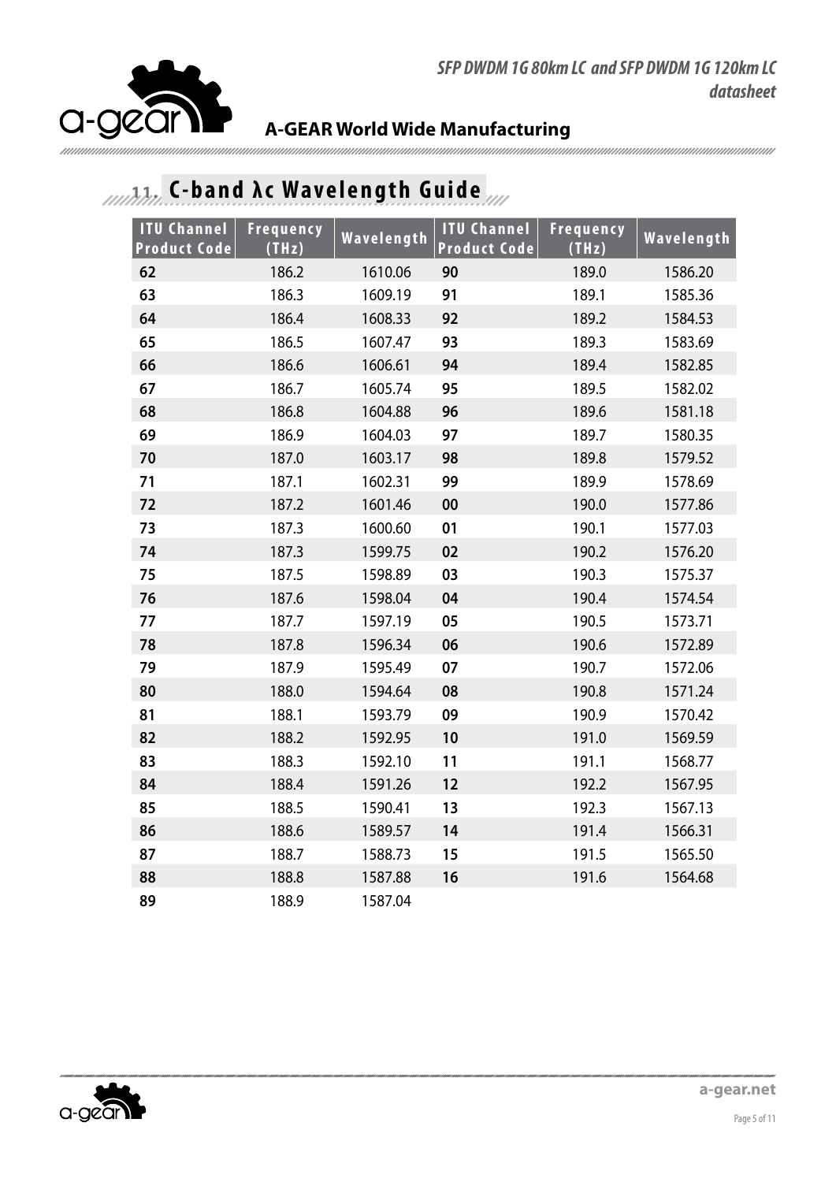## 11. C-band λc Wavelength Guide

| ITU Channel Product Code | Frequency (THz) | Wavelength | ITU Channel Product Code | Frequency (THz) | Wavelength |
|---|---|---|---|---|---|
| **62** | 186.2 | 1610.06 | **90** | 189.0 | 1586.20 |
| **63** | 186.3 | 1609.19 | **91** | 189.1 | 1585.36 |
| **64** | 186.4 | 1608.33 | **92** | 189.2 | 1584.53 |
| **65** | 186.5 | 1607.47 | **93** | 189.3 | 1583.69 |
| **66** | 186.6 | 1606.61 | **94** | 189.4 | 1582.85 |
| **67** | 186.7 | 1605.74 | **95** | 189.5 | 1582.02 |
| **68** | 186.8 | 1604.88 | **96** | 189.6 | 1581.18 |
| **69** | 186.9 | 1604.03 | **97** | 189.7 | 1580.35 |
| **70** | 187.0 | 1603.17 | **98** | 189.8 | 1579.52 |
| **71** | 187.1 | 1602.31 | **99** | 189.9 | 1578.69 |
| **72** | 187.2 | 1601.46 | **00** | 190.0 | 1577.86 |
| **73** | 187.3 | 1600.60 | **01** | 190.1 | 1577.03 |
| **74** | 187.3 | 1599.75 | **02** | 190.2 | 1576.20 |
| **75** | 187.5 | 1598.89 | **03** | 190.3 | 1575.37 |
| **76** | 187.6 | 1598.04 | **04** | 190.4 | 1574.54 |
| **77** | 187.7 | 1597.19 | **05** | 190.5 | 1573.71 |
| **78** | 187.8 | 1596.34 | **06** | 190.6 | 1572.89 |
| **79** | 187.9 | 1595.49 | **07** | 190.7 | 1572.06 |
| **80** | 188.0 | 1594.64 | **08** | 190.8 | 1571.24 |
| **81** | 188.1 | 1593.79 | **09** | 190.9 | 1570.42 |
| **82** | 188.2 | 1592.95 | **10** | 191.0 | 1569.59 |
| **83** | 188.3 | 1592.10 | **11** | 191.1 | 1568.77 |
| **84** | 188.4 | 1591.26 | **12** | 192.2 | 1567.95 |
| **85** | 188.5 | 1590.41 | **13** | 192.3 | 1567.13 |
| **86** | 188.6 | 1589.57 | **14** | 191.4 | 1566.31 |
| **87** | 188.7 | 1588.73 | **15** | 191.5 | 1565.50 |
| **88** | 188.8 | 1587.88 | **16** | 191.6 | 1564.68 |
| **89** | 188.9 | 1587.04 | | | |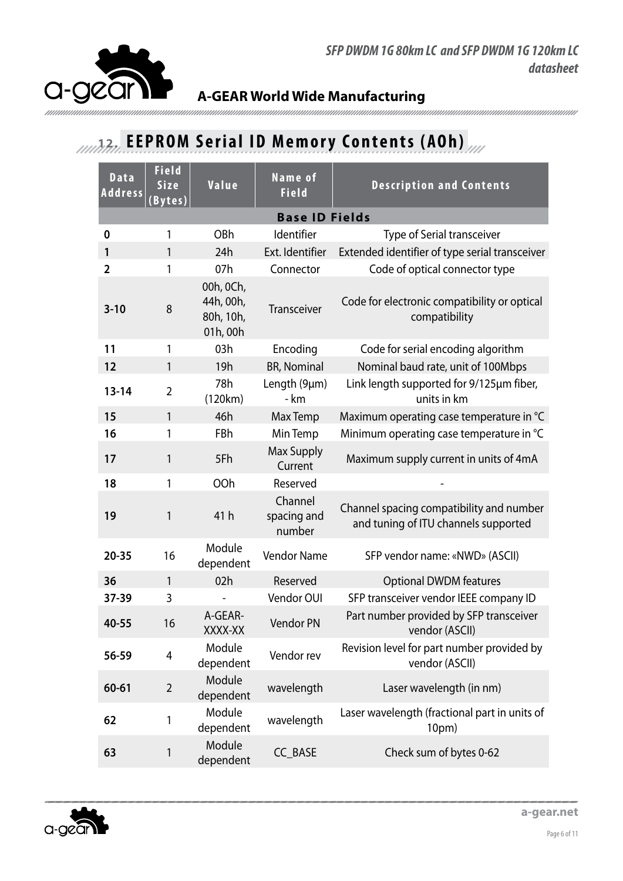## 12. EEPROM Serial ID Memory Contents (A0h)

| Data Address | Field Size (Bytes) | Value | Name of Field | Description and Contents |
|---|---|---|---|---|
| **Base ID Fields** | | | | |
| **0** | 1 | OBh | Identifier | Type of Serial transceiver |
| **1** | 1 | 24h | Ext. Identifier | Extended identifier of type serial transceiver |
| **2** | 1 | 07h | Connector | Code of optical connector type |
| **3-10** | 8 | 00h, 0Ch, 44h, 00h, 80h, 10h, 01h, 00h | Transceiver | Code for electronic compatibility or optical compatibility |
| **11** | 1 | 03h | Encoding | Code for serial encoding algorithm |
| **12** | 1 | 19h | BR, Nominal | Nominal baud rate, unit of 100Mbps |
| **13-14** | 2 | 78h (120km) | Length (9μm) - km | Link length supported for 9/125μm fiber, units in km |
| **15** | 1 | 46h | Max Temp | Maximum operating case temperature in °C |
| **16** | 1 | FBh | Min Temp | Minimum operating case temperature in °C |
| **17** | 1 | 5Fh | Max Supply Current | Maximum supply current in units of 4mA |
| **18** | 1 | OOh | Reserved | - |
| **19** | 1 | 41 h | Channel spacing and number | Channel spacing compatibility and number and tuning of ITU channels supported |
| **20-35** | 16 | Module dependent | Vendor Name | SFP vendor name: «NWD» (ASCII) |
| **36** | 1 | 02h | Reserved | Optional DWDM features |
| **37-39** | 3 | - | Vendor OUI | SFP transceiver vendor IEEE company ID |
| **40-55** | 16 | A-GEAR-XXXX-XX | Vendor PN | Part number provided by SFP transceiver vendor (ASCII) |
| **56-59** | 4 | Module dependent | Vendor rev | Revision level for part number provided by vendor (ASCII) |
| **60-61** | 2 | Module dependent | wavelength | Laser wavelength (in nm) |
| **62** | 1 | Module dependent | wavelength | Laser wavelength (fractional part in units of 10pm) |
| **63** | 1 | Module dependent | CC_BASE | Check sum of bytes 0-62 |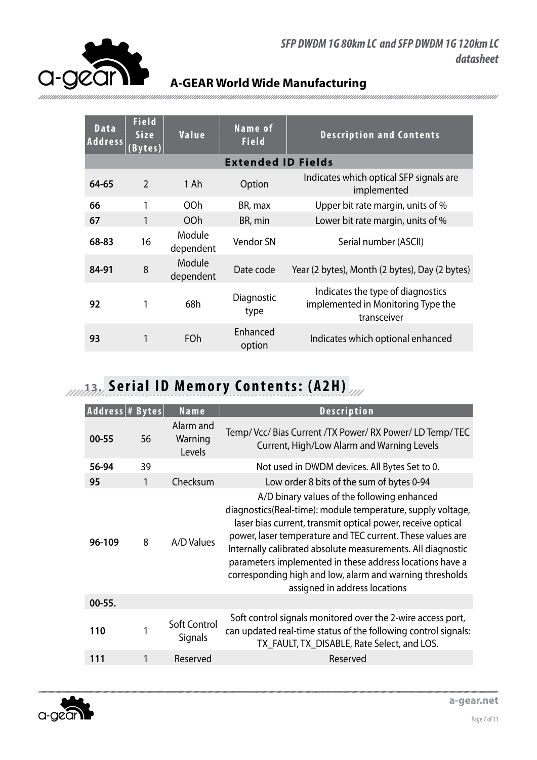| Data Address | Field Size (Bytes) | Value | Name of Field | Description and Contents |
|---|---|---|---|---|
| **Extended ID Fields** | | | | |
| 64-65 | 2 | 1 Ah | Option | Indicates which optical SFP signals are implemented |
| 66 | 1 | OOh | BR, max | Upper bit rate margin, units of % |
| 67 | 1 | OOh | BR, min | Lower bit rate margin, units of % |
| 68-83 | 16 | Module dependent | Vendor SN | Serial number (ASCII) |
| 84-91 | 8 | Module dependent | Date code | Year (2 bytes), Month (2 bytes), Day (2 bytes) |
| 92 | 1 | 68h | Diagnostic type | Indicates the type of diagnostics implemented in Monitoring Type the transceiver |
| 93 | 1 | FOh | Enhanced option | Indicates which optional enhanced |

## 13. Serial ID Memory Contents: (A2H)

| Address | # Bytes | Name | Description |
|---|---|---|---|
| 00-55 | 56 | Alarm and Warning Levels | Temp/ Vcc/ Bias Current /TX Power/ RX Power/ LD Temp/ TEC Current, High/Low Alarm and Warning Levels |
| 56-94 | 39 | | Not used in DWDM devices. All Bytes Set to 0. |
| 95 | 1 | Checksum | Low order 8 bits of the sum of bytes 0-94 |
| 96-109 | 8 | A/D Values | A/D binary values of the following enhanced diagnostics(Real-time): module temperature, supply voltage, laser bias current, transmit optical power, receive optical power, laser temperature and TEC current. These values are Internally calibrated absolute measurements. All diagnostic parameters implemented in these address locations have a corresponding high and low, alarm and warning thresholds assigned in address locations |
| 00-55. | | | |
| 110 | 1 | Soft Control Signals | Soft control signals monitored over the 2-wire access port, can updated real-time status of the following control signals: TX_FAULT, TX_DISABLE, Rate Select, and LOS. |
| 111 | 1 | Reserved | Reserved |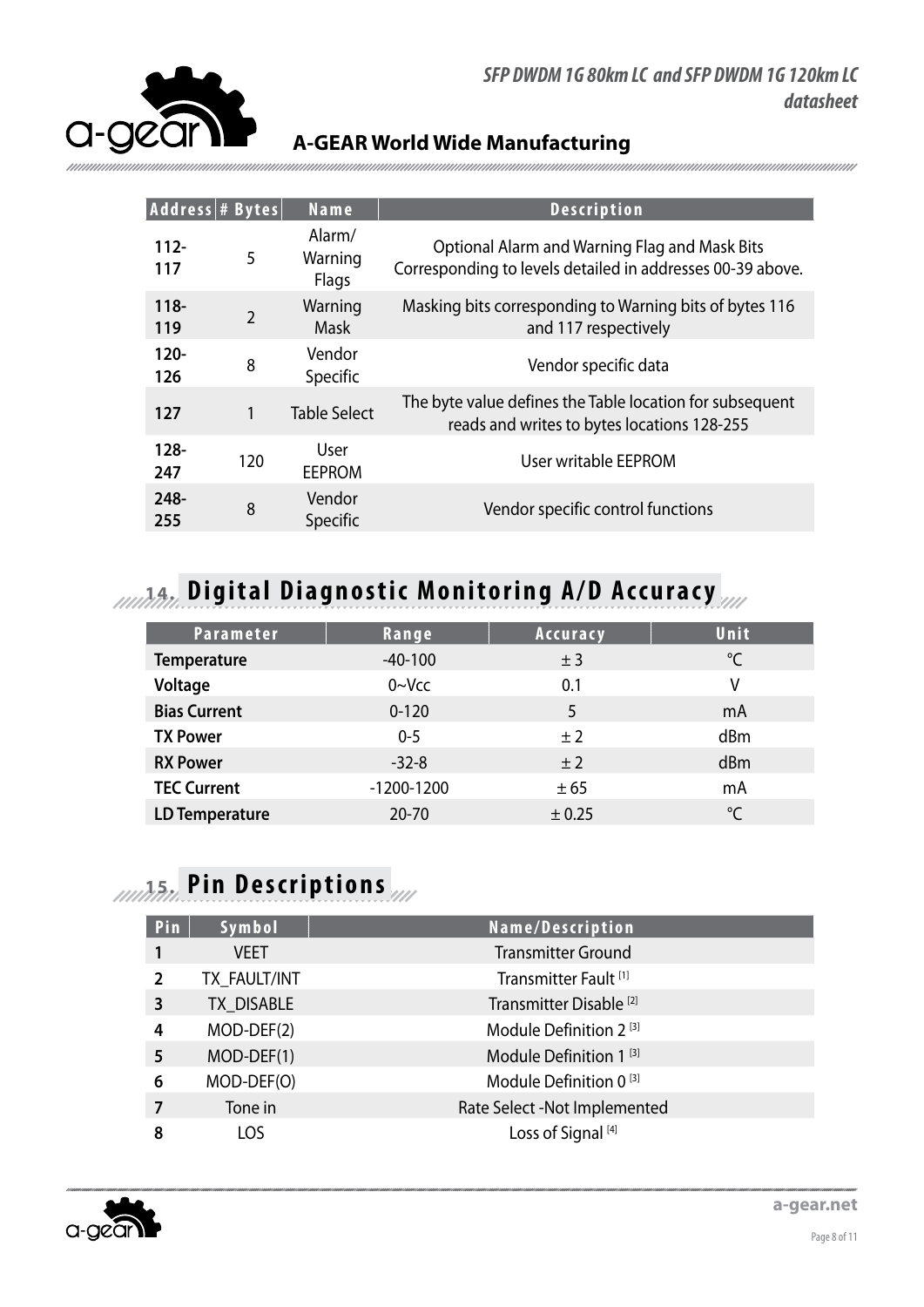| Address | # Bytes | Name | Description |
|---|---|---|---|
| 112-117 | 5 | Alarm/ Warning Flags | Optional Alarm and Warning Flag and Mask Bits Corresponding to levels detailed in addresses 00-39 above. |
| 118-119 | 2 | Warning Mask | Masking bits corresponding to Warning bits of bytes 116 and 117 respectively |
| 120-126 | 8 | Vendor Specific | Vendor specific data |
| 127 | 1 | Table Select | The byte value defines the Table location for subsequent reads and writes to bytes locations 128-255 |
| 128-247 | 120 | User EEPROM | User writable EEPROM |
| 248-255 | 8 | Vendor Specific | Vendor specific control functions |

## 14. Digital Diagnostic Monitoring A/D Accuracy

| Parameter | Range | Accuracy | Unit |
|---|---|---|---|
| **Temperature** | -40-100 | ± 3 | ℃ |
| **Voltage** | 0~Vcc | 0.1 | V |
| **Bias Current** | 0-120 | 5 | mA |
| **TX Power** | 0-5 | ± 2 | dBm |
| **RX Power** | -32-8 | ± 2 | dBm |
| **TEC Current** | -1200-1200 | ± 65 | mA |
| **LD Temperature** | 20-70 | ± 0.25 | ℃ |

## 15. Pin Descriptions

| Pin | Symbol | Name/Description |
|---|---|---|
| **1** | VEET | Transmitter Ground |
| **2** | TX_FAULT/INT | Transmitter Fault [1] |
| **3** | TX_DISABLE | Transmitter Disable [2] |
| **4** | MOD-DEF(2) | Module Definition 2 [3] |
| **5** | MOD-DEF(1) | Module Definition 1 [3] |
| **6** | MOD-DEF(O) | Module Definition 0 [3] |
| **7** | Tone in | Rate Select -Not Implemented |
| **8** | LOS | Loss of Signal [4] |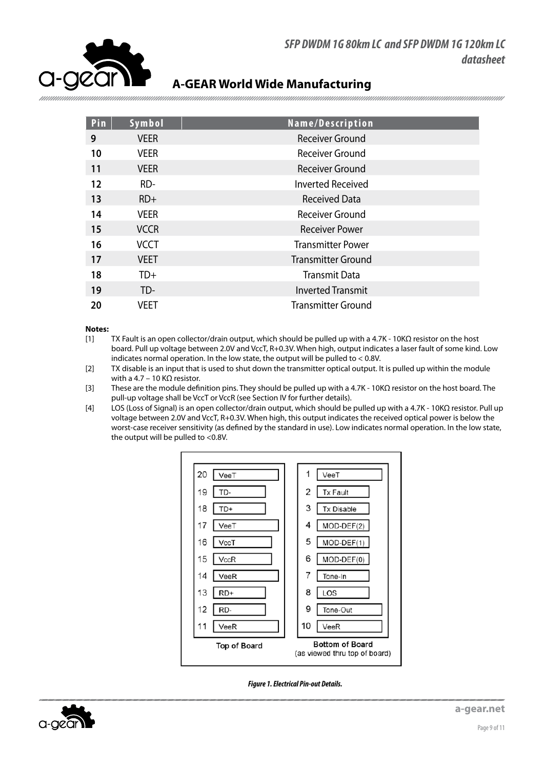| Pin | Symbol | Name/Description |
|---|---|---|
| 9 | VEER | Receiver Ground |
| 10 | VEER | Receiver Ground |
| 11 | VEER | Receiver Ground |
| 12 | RD- | Inverted Received |
| 13 | RD+ | Received Data |
| 14 | VEER | Receiver Ground |
| 15 | VCCR | Receiver Power |
| 16 | VCCT | Transmitter Power |
| 17 | VEET | Transmitter Ground |
| 18 | TD+ | Transmit Data |
| 19 | TD- | Inverted Transmit |
| 20 | VEET | Transmitter Ground |

**Notes:**

[1] TX Fault is an open collector/drain output, which should be pulled up with a 4.7K - 10KΩ resistor on the host board. Pull up voltage between 2.0V and VccT, R+0.3V. When high, output indicates a laser fault of some kind. Low indicates normal operation. In the low state, the output will be pulled to < 0.8V.

[2] TX disable is an input that is used to shut down the transmitter optical output. It is pulled up within the module with a 4.7 – 10 KΩ resistor.

[3] These are the module definition pins. They should be pulled up with a 4.7K - 10KΩ resistor on the host board. The pull-up voltage shall be VccT or VccR (see Section IV for further details).

[4] LOS (Loss of Signal) is an open collector/drain output, which should be pulled up with a 4.7K - 10KΩ resistor. Pull up voltage between 2.0V and VccT, R+0.3V. When high, this output indicates the received optical power is below the worst-case receiver sensitivity (as defined by the standard in use). Low indicates normal operation. In the low state, the output will be pulled to <0.8V.

| Top of Board | | Bottom of Board (as viewed thru top of board) | |
|---|---|---|---|
| 20 | VeeT | 1 | VeeT |
| 19 | TD- | 2 | Tx Fault |
| 18 | TD+ | 3 | Tx Disable |
| 17 | VeeT | 4 | MOD-DEF(2) |
| 16 | VccT | 5 | MOD-DEF(1) |
| 15 | VccR | 6 | MOD-DEF(0) |
| 14 | VeeR | 7 | Tone-In |
| 13 | RD+ | 8 | LOS |
| 12 | RD- | 9 | Tone-Out |
| 11 | VeeR | 10 | VeeR |

*Figure 1. Electrical Pin-out Details.*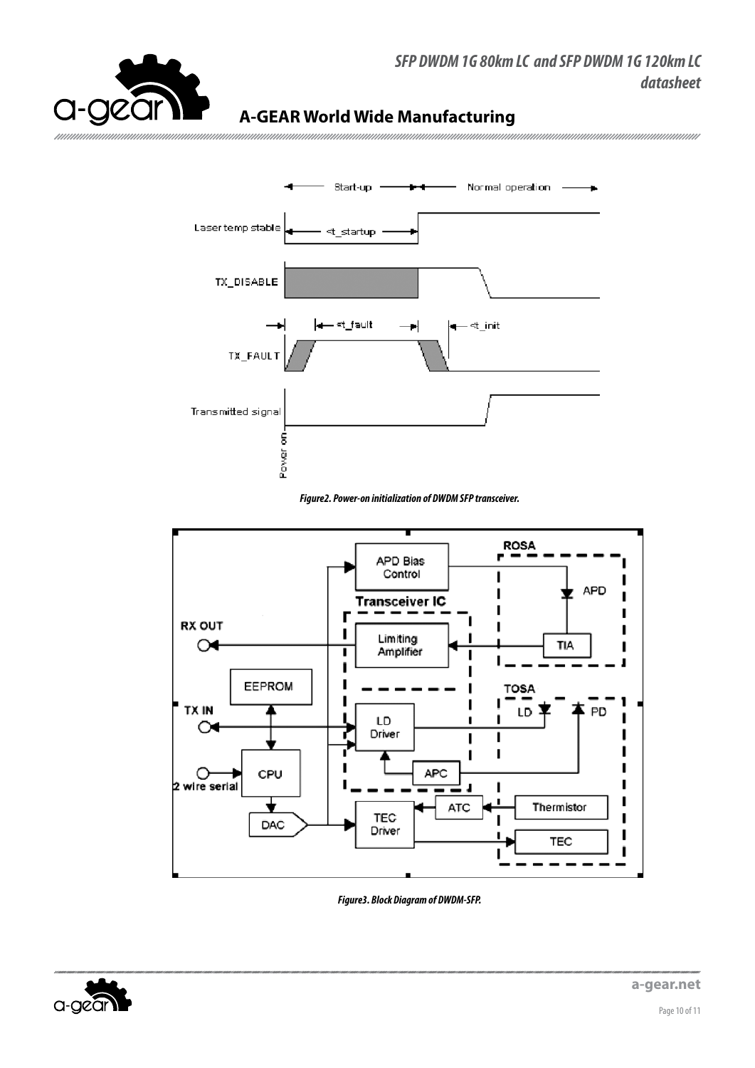*Figure2. Power-on initialization of DWDM SFP transceiver.*

*Figure3. Block Diagram of DWDM-SFP.*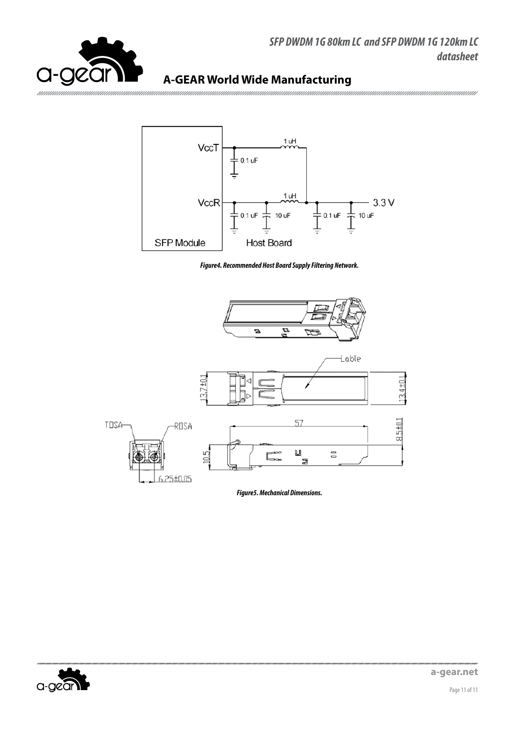VccT

1 uH

0.1 uF

VccR

1 uH

3.3 V

0.1 uF

10 uF

0.1 uF

10 uF

SFP Module

Host Board

***Figure4. Recommended Host Board Supply Filtering Network.***

Lable

13.7±0.1

13.4±0.1

TOSA

ROSA

57

8.5±0.1

10.5

6.25±0.05

***Figure5. Mechanical Dimensions.***